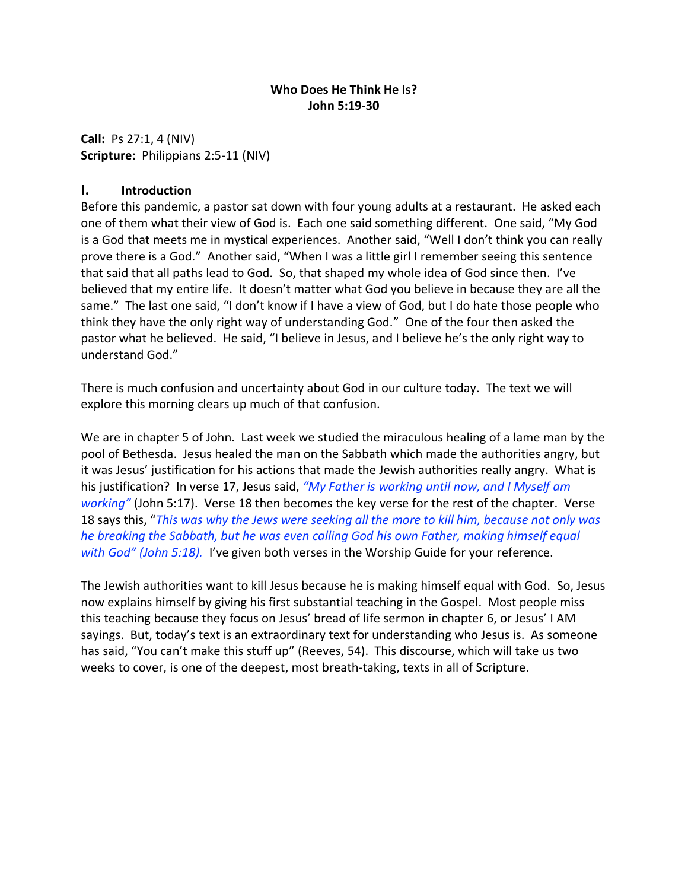**Who Does He Think He Is?**
**John 5:19-30**

**Call:** Ps 27:1, 4 (NIV)
**Scripture:** Philippians 2:5-11 (NIV)

## I. Introduction

Before this pandemic, a pastor sat down with four young adults at a restaurant. He asked each one of them what their view of God is. Each one said something different. One said, "My God is a God that meets me in mystical experiences. Another said, "Well I don't think you can really prove there is a God." Another said, "When I was a little girl I remember seeing this sentence that said that all paths lead to God. So, that shaped my whole idea of God since then. I've believed that my entire life. It doesn't matter what God you believe in because they are all the same." The last one said, "I don't know if I have a view of God, but I do hate those people who think they have the only right way of understanding God." One of the four then asked the pastor what he believed. He said, "I believe in Jesus, and I believe he's the only right way to understand God."

There is much confusion and uncertainty about God in our culture today. The text we will explore this morning clears up much of that confusion.

We are in chapter 5 of John. Last week we studied the miraculous healing of a lame man by the pool of Bethesda. Jesus healed the man on the Sabbath which made the authorities angry, but it was Jesus' justification for his actions that made the Jewish authorities really angry. What is his justification? In verse 17, Jesus said, *"My Father is working until now, and I Myself am working"* (John 5:17). Verse 18 then becomes the key verse for the rest of the chapter. Verse 18 says this, "*This was why the Jews were seeking all the more to kill him, because not only was he breaking the Sabbath, but he was even calling God his own Father, making himself equal with God" (John 5:18).* I've given both verses in the Worship Guide for your reference.

The Jewish authorities want to kill Jesus because he is making himself equal with God. So, Jesus now explains himself by giving his first substantial teaching in the Gospel. Most people miss this teaching because they focus on Jesus' bread of life sermon in chapter 6, or Jesus' I AM sayings. But, today's text is an extraordinary text for understanding who Jesus is. As someone has said, "You can't make this stuff up" (Reeves, 54). This discourse, which will take us two weeks to cover, is one of the deepest, most breath-taking, texts in all of Scripture.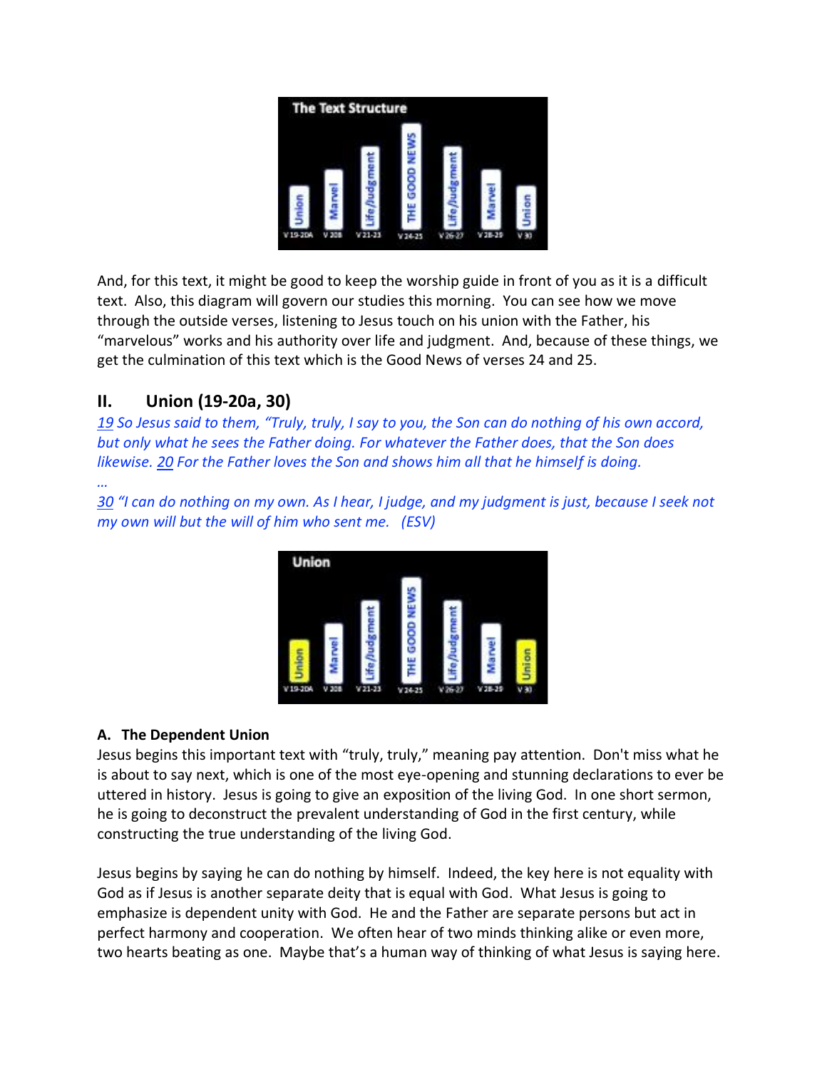And, for this text, it might be good to keep the worship guide in front of you as it is a difficult text. Also, this diagram will govern our studies this morning. You can see how we move through the outside verses, listening to Jesus touch on his union with the Father, his "marvelous" works and his authority over life and judgment. And, because of these things, we get the culmination of this text which is the Good News of verses 24 and 25.

## II. Union (19-20a, 30)

*19 So Jesus said to them, "Truly, truly, I say to you, the Son can do nothing of his own accord, but only what he sees the Father doing. For whatever the Father does, that the Son does likewise. 20 For the Father loves the Son and shows him all that he himself is doing.*

*…*

*30 "I can do nothing on my own. As I hear, I judge, and my judgment is just, because I seek not my own will but the will of him who sent me. (ESV)*

### A. The Dependent Union

Jesus begins this important text with "truly, truly," meaning pay attention. Don't miss what he is about to say next, which is one of the most eye-opening and stunning declarations to ever be uttered in history. Jesus is going to give an exposition of the living God. In one short sermon, he is going to deconstruct the prevalent understanding of God in the first century, while constructing the true understanding of the living God.

Jesus begins by saying he can do nothing by himself. Indeed, the key here is not equality with God as if Jesus is another separate deity that is equal with God. What Jesus is going to emphasize is dependent unity with God. He and the Father are separate persons but act in perfect harmony and cooperation. We often hear of two minds thinking alike or even more, two hearts beating as one. Maybe that's a human way of thinking of what Jesus is saying here.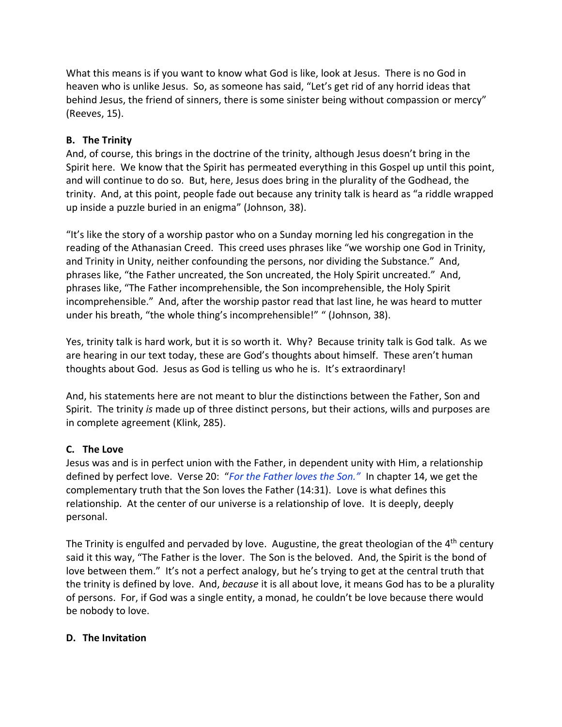What this means is if you want to know what God is like, look at Jesus. There is no God in heaven who is unlike Jesus. So, as someone has said, "Let's get rid of any horrid ideas that behind Jesus, the friend of sinners, there is some sinister being without compassion or mercy" (Reeves, 15).

**B. The Trinity**

And, of course, this brings in the doctrine of the trinity, although Jesus doesn't bring in the Spirit here. We know that the Spirit has permeated everything in this Gospel up until this point, and will continue to do so. But, here, Jesus does bring in the plurality of the Godhead, the trinity. And, at this point, people fade out because any trinity talk is heard as "a riddle wrapped up inside a puzzle buried in an enigma" (Johnson, 38).

"It's like the story of a worship pastor who on a Sunday morning led his congregation in the reading of the Athanasian Creed. This creed uses phrases like "we worship one God in Trinity, and Trinity in Unity, neither confounding the persons, nor dividing the Substance." And, phrases like, "the Father uncreated, the Son uncreated, the Holy Spirit uncreated." And, phrases like, "The Father incomprehensible, the Son incomprehensible, the Holy Spirit incomprehensible." And, after the worship pastor read that last line, he was heard to mutter under his breath, "the whole thing's incomprehensible!" " (Johnson, 38).

Yes, trinity talk is hard work, but it is so worth it. Why? Because trinity talk is God talk. As we are hearing in our text today, these are God's thoughts about himself. These aren't human thoughts about God. Jesus as God is telling us who he is. It's extraordinary!

And, his statements here are not meant to blur the distinctions between the Father, Son and Spirit. The trinity *is* made up of three distinct persons, but their actions, wills and purposes are in complete agreement (Klink, 285).

**C. The Love**

Jesus was and is in perfect union with the Father, in dependent unity with Him, a relationship defined by perfect love. Verse 20: "*For the Father loves the Son."* In chapter 14, we get the complementary truth that the Son loves the Father (14:31). Love is what defines this relationship. At the center of our universe is a relationship of love. It is deeply, deeply personal.

The Trinity is engulfed and pervaded by love. Augustine, the great theologian of the 4th century said it this way, "The Father is the lover. The Son is the beloved. And, the Spirit is the bond of love between them." It's not a perfect analogy, but he's trying to get at the central truth that the trinity is defined by love. And, *because* it is all about love, it means God has to be a plurality of persons. For, if God was a single entity, a monad, he couldn't be love because there would be nobody to love.

**D. The Invitation**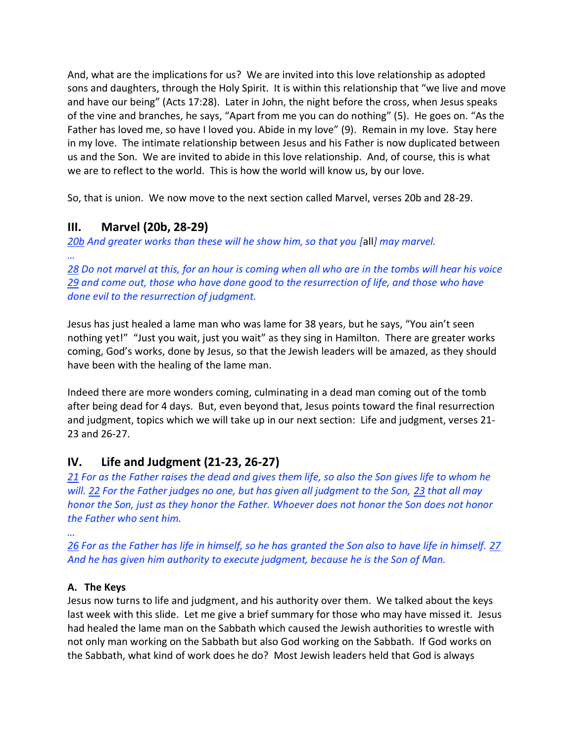And, what are the implications for us? We are invited into this love relationship as adopted sons and daughters, through the Holy Spirit. It is within this relationship that "we live and move and have our being" (Acts 17:28). Later in John, the night before the cross, when Jesus speaks of the vine and branches, he says, "Apart from me you can do nothing" (5). He goes on. "As the Father has loved me, so have I loved you. Abide in my love" (9). Remain in my love. Stay here in my love. The intimate relationship between Jesus and his Father is now duplicated between us and the Son. We are invited to abide in this love relationship. And, of course, this is what we are to reflect to the world. This is how the world will know us, by our love.

So, that is union. We now move to the next section called Marvel, verses 20b and 28-29.

## III. Marvel (20b, 28-29)

*20b And greater works than these will he show him, so that you [*all*] may marvel.*

*…*

*28 Do not marvel at this, for an hour is coming when all who are in the tombs will hear his voice 29 and come out, those who have done good to the resurrection of life, and those who have done evil to the resurrection of judgment.*

Jesus has just healed a lame man who was lame for 38 years, but he says, "You ain't seen nothing yet!" "Just you wait, just you wait" as they sing in Hamilton. There are greater works coming, God's works, done by Jesus, so that the Jewish leaders will be amazed, as they should have been with the healing of the lame man.

Indeed there are more wonders coming, culminating in a dead man coming out of the tomb after being dead for 4 days. But, even beyond that, Jesus points toward the final resurrection and judgment, topics which we will take up in our next section: Life and judgment, verses 21-23 and 26-27.

## IV. Life and Judgment (21-23, 26-27)

*21 For as the Father raises the dead and gives them life, so also the Son gives life to whom he will. 22 For the Father judges no one, but has given all judgment to the Son, 23 that all may honor the Son, just as they honor the Father. Whoever does not honor the Son does not honor the Father who sent him.*

*…*

*26 For as the Father has life in himself, so he has granted the Son also to have life in himself. 27 And he has given him authority to execute judgment, because he is the Son of Man.*

### A. The Keys

Jesus now turns to life and judgment, and his authority over them. We talked about the keys last week with this slide. Let me give a brief summary for those who may have missed it. Jesus had healed the lame man on the Sabbath which caused the Jewish authorities to wrestle with not only man working on the Sabbath but also God working on the Sabbath. If God works on the Sabbath, what kind of work does he do? Most Jewish leaders held that God is always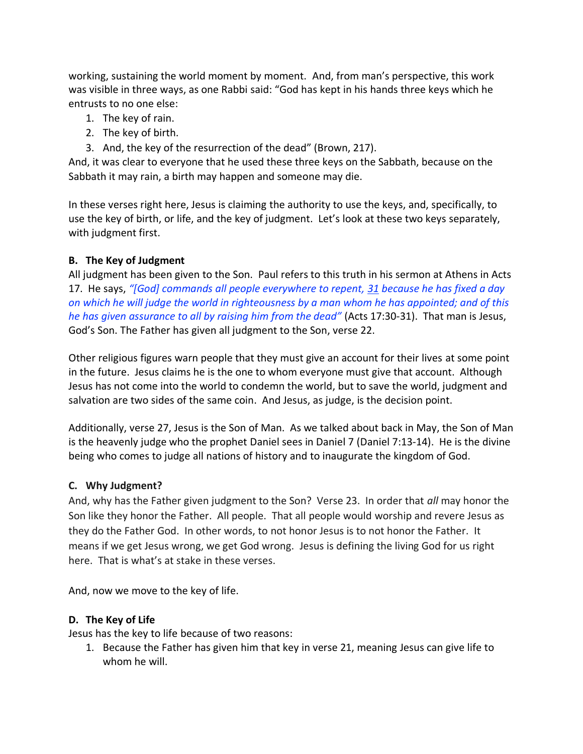working, sustaining the world moment by moment. And, from man's perspective, this work was visible in three ways, as one Rabbi said: "God has kept in his hands three keys which he entrusts to no one else:

1. The key of rain.
2. The key of birth.
3. And, the key of the resurrection of the dead" (Brown, 217).

And, it was clear to everyone that he used these three keys on the Sabbath, because on the Sabbath it may rain, a birth may happen and someone may die.

In these verses right here, Jesus is claiming the authority to use the keys, and, specifically, to use the key of birth, or life, and the key of judgment. Let's look at these two keys separately, with judgment first.

**B. The Key of Judgment**

All judgment has been given to the Son. Paul refers to this truth in his sermon at Athens in Acts 17. He says, *"[God] commands all people everywhere to repent, 31 because he has fixed a day on which he will judge the world in righteousness by a man whom he has appointed; and of this he has given assurance to all by raising him from the dead"* (Acts 17:30-31). That man is Jesus, God's Son. The Father has given all judgment to the Son, verse 22.

Other religious figures warn people that they must give an account for their lives at some point in the future. Jesus claims he is the one to whom everyone must give that account. Although Jesus has not come into the world to condemn the world, but to save the world, judgment and salvation are two sides of the same coin. And Jesus, as judge, is the decision point.

Additionally, verse 27, Jesus is the Son of Man. As we talked about back in May, the Son of Man is the heavenly judge who the prophet Daniel sees in Daniel 7 (Daniel 7:13-14). He is the divine being who comes to judge all nations of history and to inaugurate the kingdom of God.

**C. Why Judgment?**

And, why has the Father given judgment to the Son? Verse 23. In order that *all* may honor the Son like they honor the Father. All people. That all people would worship and revere Jesus as they do the Father God. In other words, to not honor Jesus is to not honor the Father. It means if we get Jesus wrong, we get God wrong. Jesus is defining the living God for us right here. That is what's at stake in these verses.

And, now we move to the key of life.

**D. The Key of Life**

Jesus has the key to life because of two reasons:

1. Because the Father has given him that key in verse 21, meaning Jesus can give life to whom he will.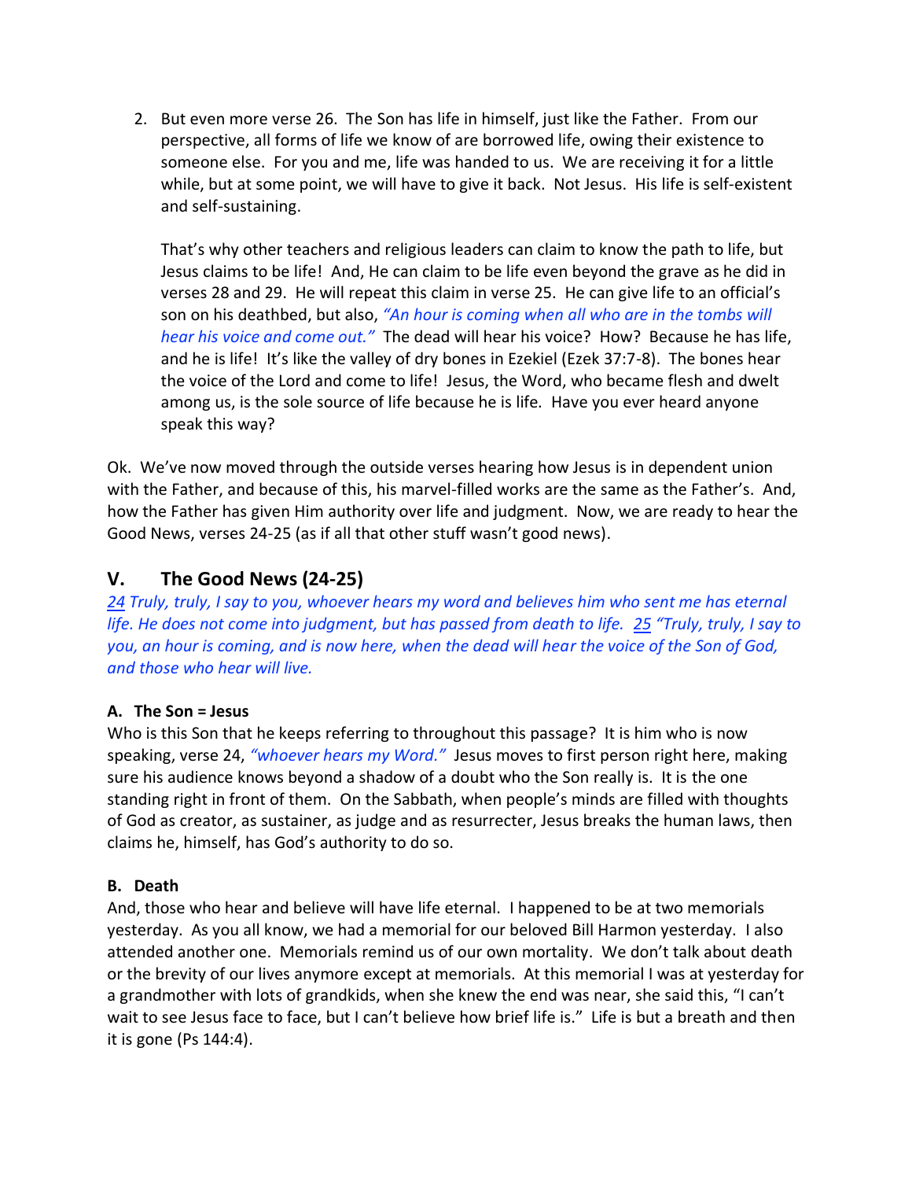2. But even more verse 26. The Son has life in himself, just like the Father. From our perspective, all forms of life we know of are borrowed life, owing their existence to someone else. For you and me, life was handed to us. We are receiving it for a little while, but at some point, we will have to give it back. Not Jesus. His life is self-existent and self-sustaining.

   That's why other teachers and religious leaders can claim to know the path to life, but Jesus claims to be life! And, He can claim to be life even beyond the grave as he did in verses 28 and 29. He will repeat this claim in verse 25. He can give life to an official's son on his deathbed, but also, *"An hour is coming when all who are in the tombs will hear his voice and come out."* The dead will hear his voice? How? Because he has life, and he is life! It's like the valley of dry bones in Ezekiel (Ezek 37:7-8). The bones hear the voice of the Lord and come to life! Jesus, the Word, who became flesh and dwelt among us, is the sole source of life because he is life. Have you ever heard anyone speak this way?

Ok. We've now moved through the outside verses hearing how Jesus is in dependent union with the Father, and because of this, his marvel-filled works are the same as the Father's. And, how the Father has given Him authority over life and judgment. Now, we are ready to hear the Good News, verses 24-25 (as if all that other stuff wasn't good news).

## V. The Good News (24-25)

*24 Truly, truly, I say to you, whoever hears my word and believes him who sent me has eternal life. He does not come into judgment, but has passed from death to life. 25 "Truly, truly, I say to you, an hour is coming, and is now here, when the dead will hear the voice of the Son of God, and those who hear will live.*

### A. The Son = Jesus

Who is this Son that he keeps referring to throughout this passage? It is him who is now speaking, verse 24, *"whoever hears my Word."* Jesus moves to first person right here, making sure his audience knows beyond a shadow of a doubt who the Son really is. It is the one standing right in front of them. On the Sabbath, when people's minds are filled with thoughts of God as creator, as sustainer, as judge and as resurrecter, Jesus breaks the human laws, then claims he, himself, has God's authority to do so.

### B. Death

And, those who hear and believe will have life eternal. I happened to be at two memorials yesterday. As you all know, we had a memorial for our beloved Bill Harmon yesterday. I also attended another one. Memorials remind us of our own mortality. We don't talk about death or the brevity of our lives anymore except at memorials. At this memorial I was at yesterday for a grandmother with lots of grandkids, when she knew the end was near, she said this, "I can't wait to see Jesus face to face, but I can't believe how brief life is." Life is but a breath and then it is gone (Ps 144:4).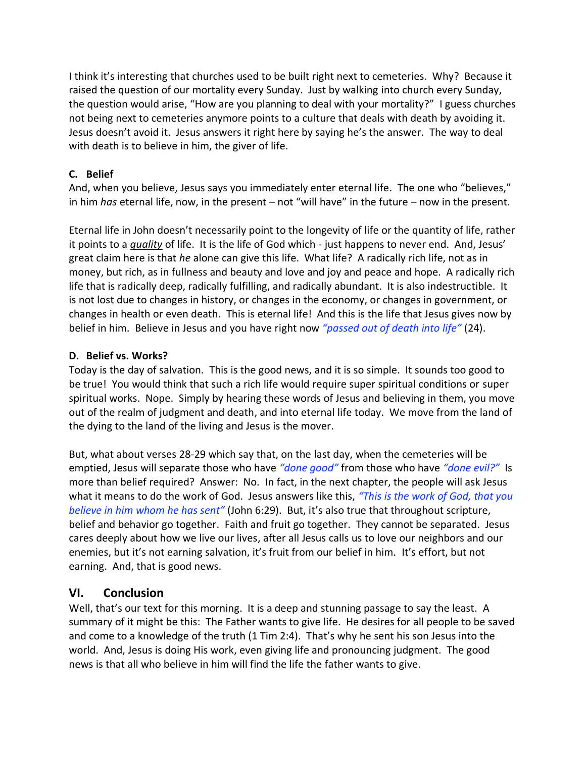I think it's interesting that churches used to be built right next to cemeteries. Why? Because it raised the question of our mortality every Sunday. Just by walking into church every Sunday, the question would arise, "How are you planning to deal with your mortality?" I guess churches not being next to cemeteries anymore points to a culture that deals with death by avoiding it. Jesus doesn't avoid it. Jesus answers it right here by saying he's the answer. The way to deal with death is to believe in him, the giver of life.

### C. Belief

And, when you believe, Jesus says you immediately enter eternal life. The one who "believes," in him *has* eternal life, now, in the present – not "will have" in the future – now in the present.

Eternal life in John doesn't necessarily point to the longevity of life or the quantity of life, rather it points to a ***quality*** of life. It is the life of God which - just happens to never end. And, Jesus' great claim here is that *he* alone can give this life. What life? A radically rich life, not as in money, but rich, as in fullness and beauty and love and joy and peace and hope. A radically rich life that is radically deep, radically fulfilling, and radically abundant. It is also indestructible. It is not lost due to changes in history, or changes in the economy, or changes in government, or changes in health or even death. This is eternal life! And this is the life that Jesus gives now by belief in him. Believe in Jesus and you have right now *"passed out of death into life"* (24).

### D. Belief vs. Works?

Today is the day of salvation. This is the good news, and it is so simple. It sounds too good to be true! You would think that such a rich life would require super spiritual conditions or super spiritual works. Nope. Simply by hearing these words of Jesus and believing in them, you move out of the realm of judgment and death, and into eternal life today. We move from the land of the dying to the land of the living and Jesus is the mover.

But, what about verses 28-29 which say that, on the last day, when the cemeteries will be emptied, Jesus will separate those who have *"done good"* from those who have *"done evil?"* Is more than belief required? Answer: No. In fact, in the next chapter, the people will ask Jesus what it means to do the work of God. Jesus answers like this, *"This is the work of God, that you believe in him whom he has sent"* (John 6:29). But, it's also true that throughout scripture, belief and behavior go together. Faith and fruit go together. They cannot be separated. Jesus cares deeply about how we live our lives, after all Jesus calls us to love our neighbors and our enemies, but it's not earning salvation, it's fruit from our belief in him. It's effort, but not earning. And, that is good news.

## VI. Conclusion

Well, that's our text for this morning. It is a deep and stunning passage to say the least. A summary of it might be this: The Father wants to give life. He desires for all people to be saved and come to a knowledge of the truth (1 Tim 2:4). That's why he sent his son Jesus into the world. And, Jesus is doing His work, even giving life and pronouncing judgment. The good news is that all who believe in him will find the life the father wants to give.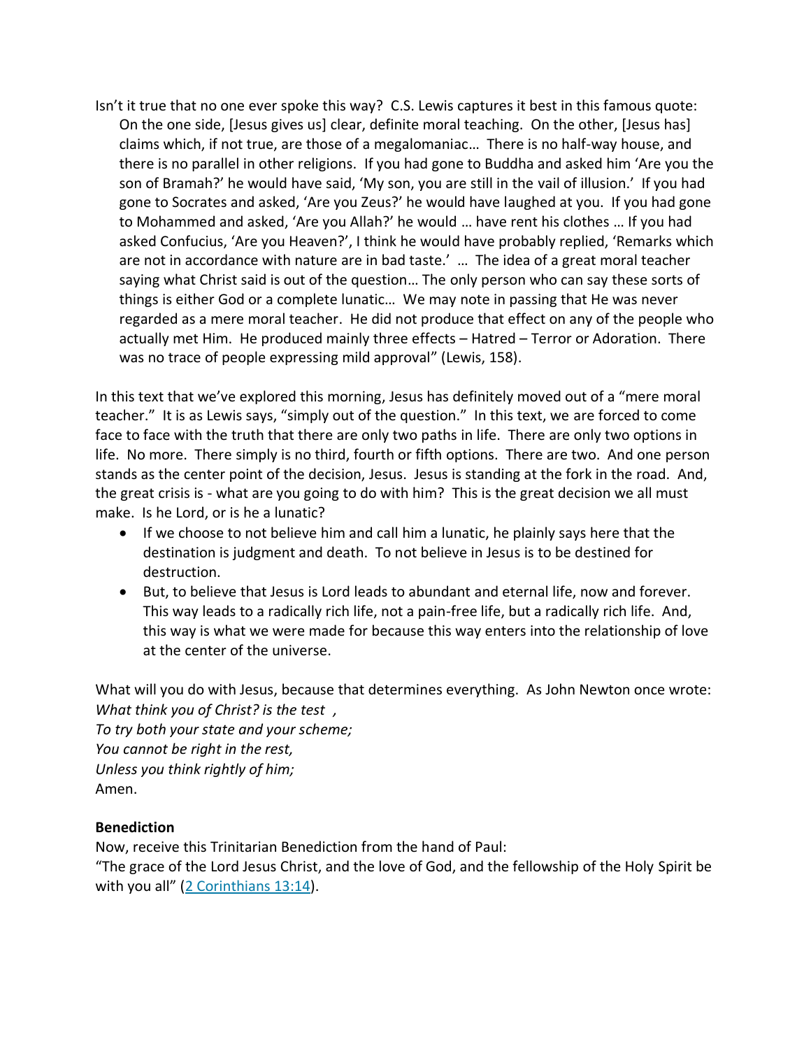Isn't it true that no one ever spoke this way? C.S. Lewis captures it best in this famous quote:

> On the one side, [Jesus gives us] clear, definite moral teaching. On the other, [Jesus has] claims which, if not true, are those of a megalomaniac… There is no half-way house, and there is no parallel in other religions. If you had gone to Buddha and asked him 'Are you the son of Bramah?' he would have said, 'My son, you are still in the vail of illusion.' If you had gone to Socrates and asked, 'Are you Zeus?' he would have laughed at you. If you had gone to Mohammed and asked, 'Are you Allah?' he would … have rent his clothes … If you had asked Confucius, 'Are you Heaven?', I think he would have probably replied, 'Remarks which are not in accordance with nature are in bad taste.' … The idea of a great moral teacher saying what Christ said is out of the question… The only person who can say these sorts of things is either God or a complete lunatic… We may note in passing that He was never regarded as a mere moral teacher. He did not produce that effect on any of the people who actually met Him. He produced mainly three effects – Hatred – Terror or Adoration. There was no trace of people expressing mild approval" (Lewis, 158).

In this text that we've explored this morning, Jesus has definitely moved out of a "mere moral teacher." It is as Lewis says, "simply out of the question." In this text, we are forced to come face to face with the truth that there are only two paths in life. There are only two options in life. No more. There simply is no third, fourth or fifth options. There are two. And one person stands as the center point of the decision, Jesus. Jesus is standing at the fork in the road. And, the great crisis is - what are you going to do with him? This is the great decision we all must make. Is he Lord, or is he a lunatic?

- If we choose to not believe him and call him a lunatic, he plainly says here that the destination is judgment and death. To not believe in Jesus is to be destined for destruction.
- But, to believe that Jesus is Lord leads to abundant and eternal life, now and forever. This way leads to a radically rich life, not a pain-free life, but a radically rich life. And, this way is what we were made for because this way enters into the relationship of love at the center of the universe.

What will you do with Jesus, because that determines everything. As John Newton once wrote:
*What think you of Christ? is the test ,*
*To try both your state and your scheme;*
*You cannot be right in the rest,*
*Unless you think rightly of him;*
Amen.

**Benediction**

Now, receive this Trinitarian Benediction from the hand of Paul:
"The grace of the Lord Jesus Christ, and the love of God, and the fellowship of the Holy Spirit be with you all" (2 Corinthians 13:14).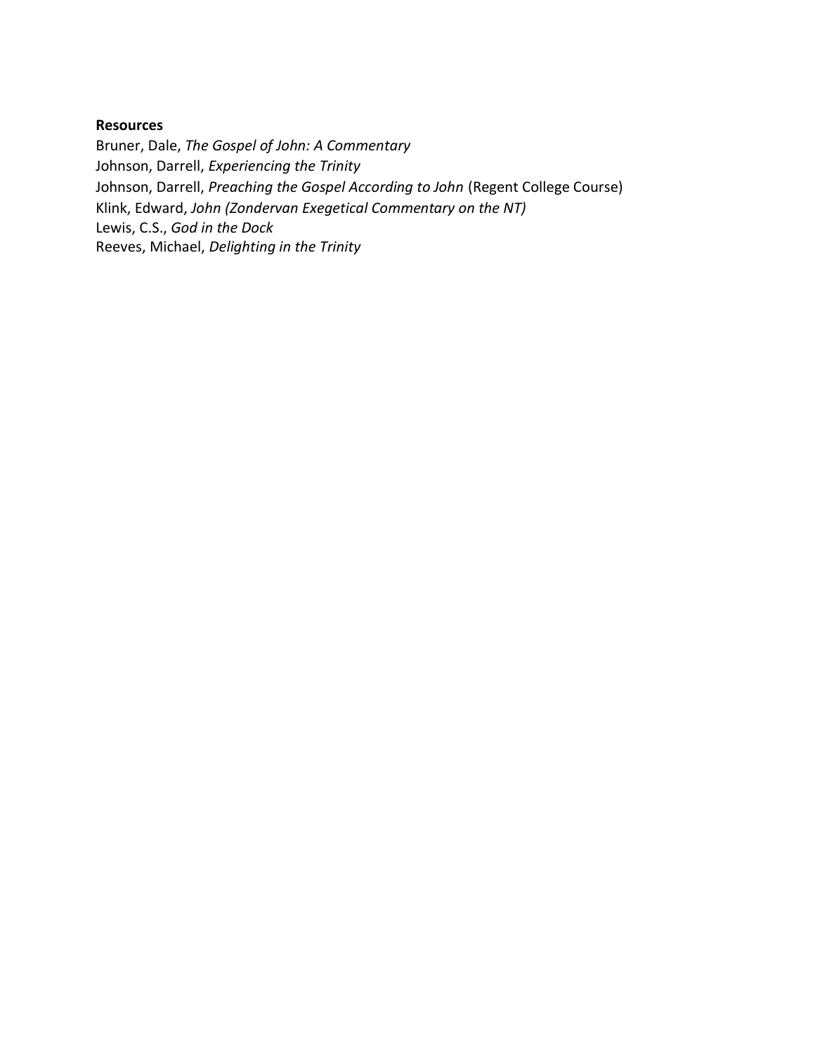**Resources**

Bruner, Dale, *The Gospel of John: A Commentary*
Johnson, Darrell, *Experiencing the Trinity*
Johnson, Darrell, *Preaching the Gospel According to John* (Regent College Course)
Klink, Edward, *John (Zondervan Exegetical Commentary on the NT)*
Lewis, C.S., *God in the Dock*
Reeves, Michael, *Delighting in the Trinity*